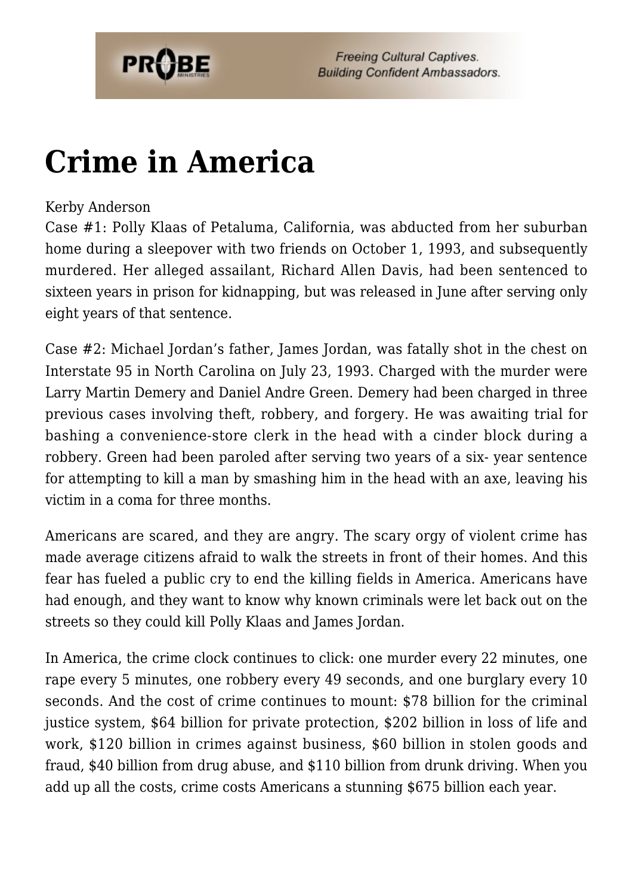# Crime in America

Kerby Anderson

Case #1: Polly Klaas of Petaluma, California, was abducted from her suburban home during a sleepover with two friends on October 1, 1993, and subsequently murdered. Her alleged assailant, Richard Allen Davis, had been sentenced to sixteen years in prison for kidnapping, but was released in June after serving only eight years of that sentence.

Case #2: Michael Jordan's father, James Jordan, was fatally shot in the chest on Interstate 95 in North Carolina on July 23, 1993. Charged with the murder were Larry Martin Demery and Daniel Andre Green. Demery had been charged in three previous cases involving theft, robbery, and forgery. He was awaiting trial for bashing a convenience-store clerk in the head with a cinder block during a robbery. Green had been paroled after serving two years of a six- year sentence for attempting to kill a man by smashing him in the head with an axe, leaving his victim in a coma for three months.

Americans are scared, and they are angry. The scary orgy of violent crime has made average citizens afraid to walk the streets in front of their homes. And this fear has fueled a public cry to end the killing fields in America. Americans have had enough, and they want to know why known criminals were let back out on the streets so they could kill Polly Klaas and James Jordan.

In America, the crime clock continues to click: one murder every 22 minutes, one rape every 5 minutes, one robbery every 49 seconds, and one burglary every 10 seconds. And the cost of crime continues to mount: $78 billion for the criminal justice system, $64 billion for private protection, $202 billion in loss of life and work, $120 billion in crimes against business, $60 billion in stolen goods and fraud, $40 billion from drug abuse, and $110 billion from drunk driving. When you add up all the costs, crime costs Americans a stunning $675 billion each year.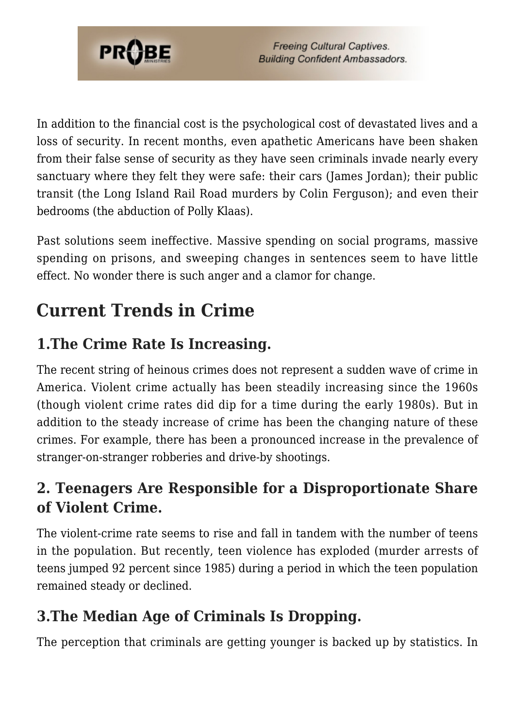In addition to the financial cost is the psychological cost of devastated lives and a loss of security. In recent months, even apathetic Americans have been shaken from their false sense of security as they have seen criminals invade nearly every sanctuary where they felt they were safe: their cars (James Jordan); their public transit (the Long Island Rail Road murders by Colin Ferguson); and even their bedrooms (the abduction of Polly Klaas).

Past solutions seem ineffective. Massive spending on social programs, massive spending on prisons, and sweeping changes in sentences seem to have little effect. No wonder there is such anger and a clamor for change.

## Current Trends in Crime

### 1.The Crime Rate Is Increasing.

The recent string of heinous crimes does not represent a sudden wave of crime in America. Violent crime actually has been steadily increasing since the 1960s (though violent crime rates did dip for a time during the early 1980s). But in addition to the steady increase of crime has been the changing nature of these crimes. For example, there has been a pronounced increase in the prevalence of stranger-on-stranger robberies and drive-by shootings.

### 2. Teenagers Are Responsible for a Disproportionate Share of Violent Crime.

The violent-crime rate seems to rise and fall in tandem with the number of teens in the population. But recently, teen violence has exploded (murder arrests of teens jumped 92 percent since 1985) during a period in which the teen population remained steady or declined.

### 3.The Median Age of Criminals Is Dropping.

The perception that criminals are getting younger is backed up by statistics. In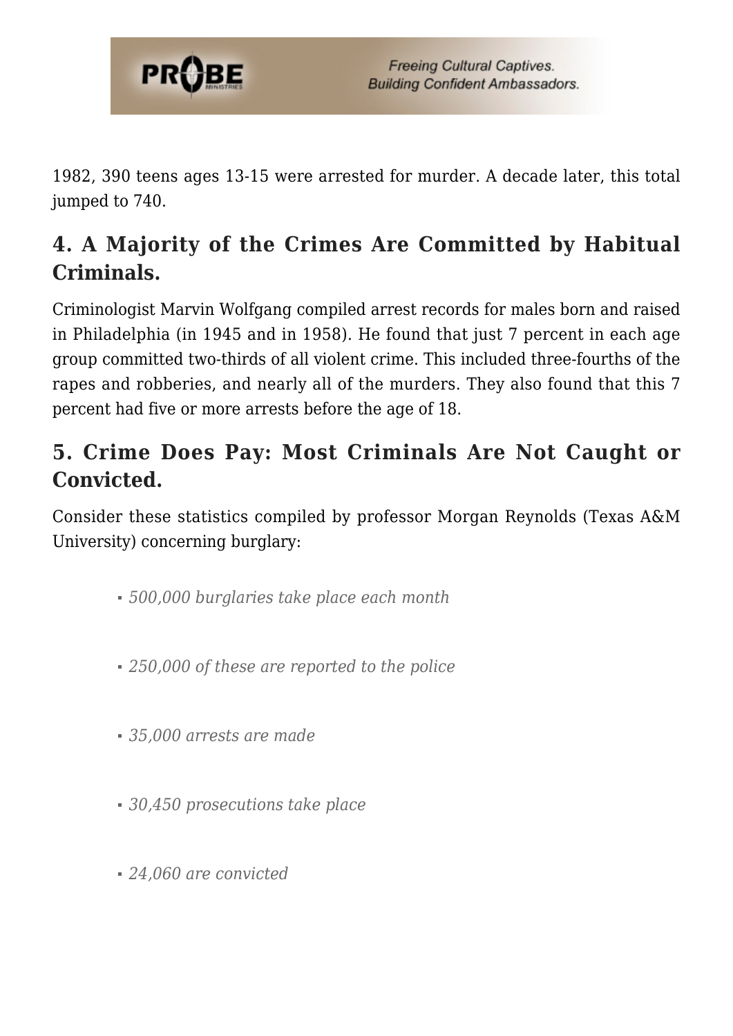1982, 390 teens ages 13-15 were arrested for murder. A decade later, this total jumped to 740.

## 4. A Majority of the Crimes Are Committed by Habitual Criminals.

Criminologist Marvin Wolfgang compiled arrest records for males born and raised in Philadelphia (in 1945 and in 1958). He found that just 7 percent in each age group committed two-thirds of all violent crime. This included three-fourths of the rapes and robberies, and nearly all of the murders. They also found that this 7 percent had five or more arrests before the age of 18.

## 5. Crime Does Pay: Most Criminals Are Not Caught or Convicted.

Consider these statistics compiled by professor Morgan Reynolds (Texas A&M University) concerning burglary:

- *500,000 burglaries take place each month*
- *250,000 of these are reported to the police*
- *35,000 arrests are made*
- *30,450 prosecutions take place*
- *24,060 are convicted*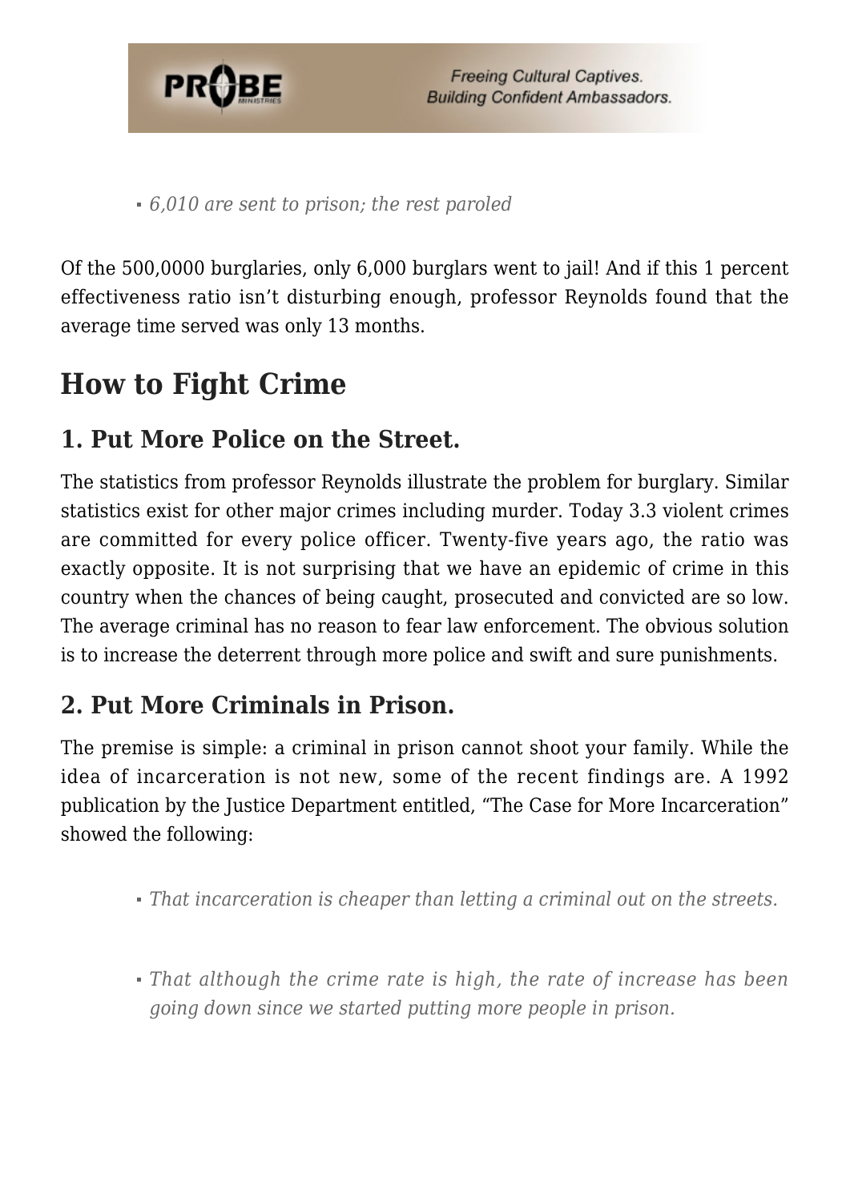- *6,010 are sent to prison; the rest paroled*

Of the 500,0000 burglaries, only 6,000 burglars went to jail! And if this 1 percent effectiveness ratio isn't disturbing enough, professor Reynolds found that the average time served was only 13 months.

## How to Fight Crime

### 1. Put More Police on the Street.

The statistics from professor Reynolds illustrate the problem for burglary. Similar statistics exist for other major crimes including murder. Today 3.3 violent crimes are committed for every police officer. Twenty-five years ago, the ratio was exactly opposite. It is not surprising that we have an epidemic of crime in this country when the chances of being caught, prosecuted and convicted are so low. The average criminal has no reason to fear law enforcement. The obvious solution is to increase the deterrent through more police and swift and sure punishments.

### 2. Put More Criminals in Prison.

The premise is simple: a criminal in prison cannot shoot your family. While the idea of incarceration is not new, some of the recent findings are. A 1992 publication by the Justice Department entitled, "The Case for More Incarceration" showed the following:

- *That incarceration is cheaper than letting a criminal out on the streets.*
- *That although the crime rate is high, the rate of increase has been going down since we started putting more people in prison.*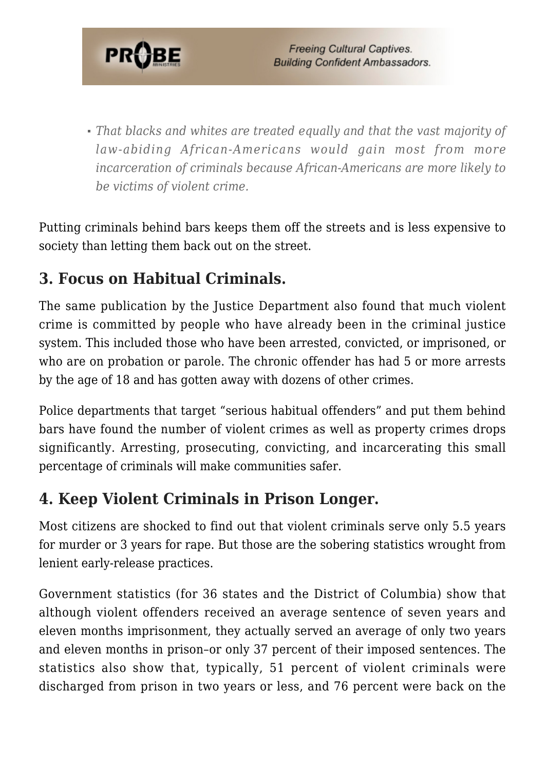- *That blacks and whites are treated equally and that the vast majority of law-abiding African-Americans would gain most from more incarceration of criminals because African-Americans are more likely to be victims of violent crime.*

Putting criminals behind bars keeps them off the streets and is less expensive to society than letting them back out on the street.

## 3. Focus on Habitual Criminals.

The same publication by the Justice Department also found that much violent crime is committed by people who have already been in the criminal justice system. This included those who have been arrested, convicted, or imprisoned, or who are on probation or parole. The chronic offender has had 5 or more arrests by the age of 18 and has gotten away with dozens of other crimes.

Police departments that target "serious habitual offenders" and put them behind bars have found the number of violent crimes as well as property crimes drops significantly. Arresting, prosecuting, convicting, and incarcerating this small percentage of criminals will make communities safer.

## 4. Keep Violent Criminals in Prison Longer.

Most citizens are shocked to find out that violent criminals serve only 5.5 years for murder or 3 years for rape. But those are the sobering statistics wrought from lenient early-release practices.

Government statistics (for 36 states and the District of Columbia) show that although violent offenders received an average sentence of seven years and eleven months imprisonment, they actually served an average of only two years and eleven months in prison–or only 37 percent of their imposed sentences. The statistics also show that, typically, 51 percent of violent criminals were discharged from prison in two years or less, and 76 percent were back on the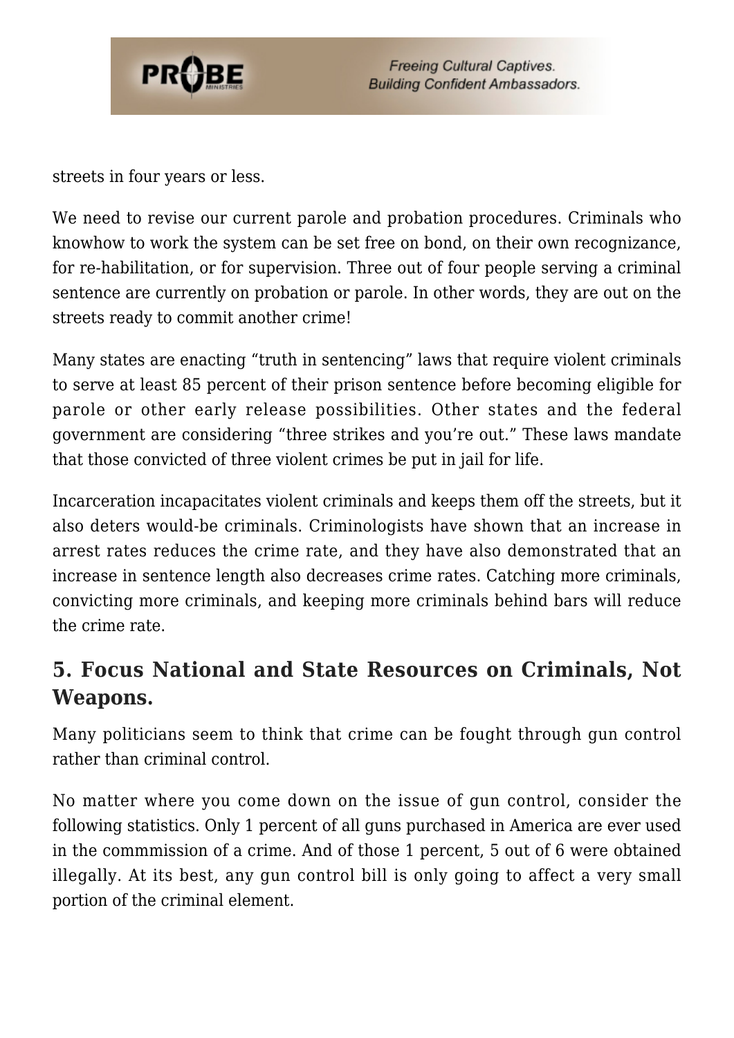streets in four years or less.

We need to revise our current parole and probation procedures. Criminals who knowhow to work the system can be set free on bond, on their own recognizance, for re-habilitation, or for supervision. Three out of four people serving a criminal sentence are currently on probation or parole. In other words, they are out on the streets ready to commit another crime!

Many states are enacting "truth in sentencing" laws that require violent criminals to serve at least 85 percent of their prison sentence before becoming eligible for parole or other early release possibilities. Other states and the federal government are considering "three strikes and you're out." These laws mandate that those convicted of three violent crimes be put in jail for life.

Incarceration incapacitates violent criminals and keeps them off the streets, but it also deters would-be criminals. Criminologists have shown that an increase in arrest rates reduces the crime rate, and they have also demonstrated that an increase in sentence length also decreases crime rates. Catching more criminals, convicting more criminals, and keeping more criminals behind bars will reduce the crime rate.

## 5. Focus National and State Resources on Criminals, Not Weapons.

Many politicians seem to think that crime can be fought through gun control rather than criminal control.

No matter where you come down on the issue of gun control, consider the following statistics. Only 1 percent of all guns purchased in America are ever used in the commmission of a crime. And of those 1 percent, 5 out of 6 were obtained illegally. At its best, any gun control bill is only going to affect a very small portion of the criminal element.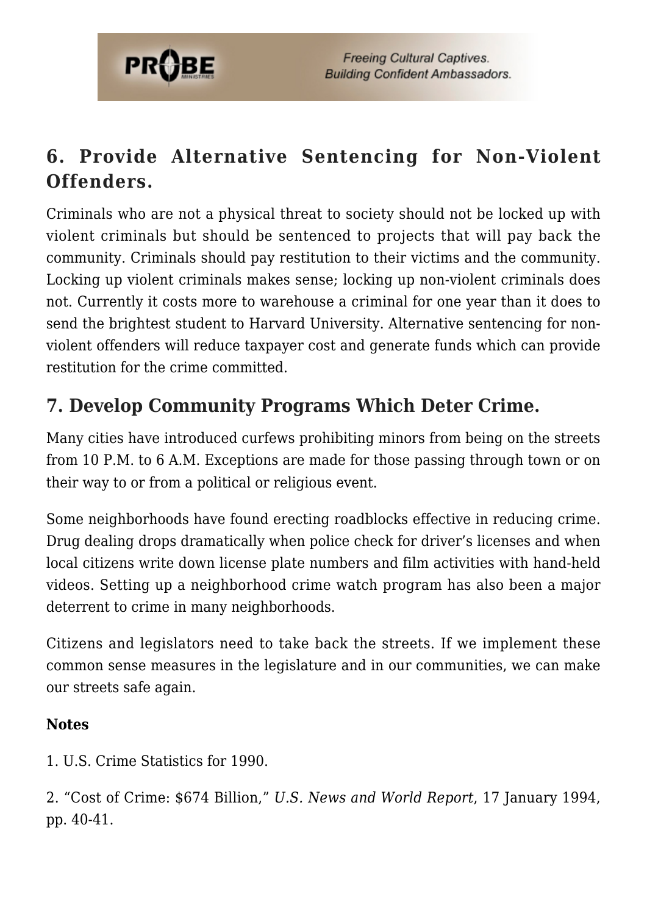## 6. Provide Alternative Sentencing for Non-Violent Offenders.

Criminals who are not a physical threat to society should not be locked up with violent criminals but should be sentenced to projects that will pay back the community. Criminals should pay restitution to their victims and the community. Locking up violent criminals makes sense; locking up non-violent criminals does not. Currently it costs more to warehouse a criminal for one year than it does to send the brightest student to Harvard University. Alternative sentencing for non-violent offenders will reduce taxpayer cost and generate funds which can provide restitution for the crime committed.

## 7. Develop Community Programs Which Deter Crime.

Many cities have introduced curfews prohibiting minors from being on the streets from 10 P.M. to 6 A.M. Exceptions are made for those passing through town or on their way to or from a political or religious event.

Some neighborhoods have found erecting roadblocks effective in reducing crime. Drug dealing drops dramatically when police check for driver's licenses and when local citizens write down license plate numbers and film activities with hand-held videos. Setting up a neighborhood crime watch program has also been a major deterrent to crime in many neighborhoods.

Citizens and legislators need to take back the streets. If we implement these common sense measures in the legislature and in our communities, we can make our streets safe again.

**Notes**

1. U.S. Crime Statistics for 1990.

2. "Cost of Crime: $674 Billion," *U.S. News and World Report*, 17 January 1994, pp. 40-41.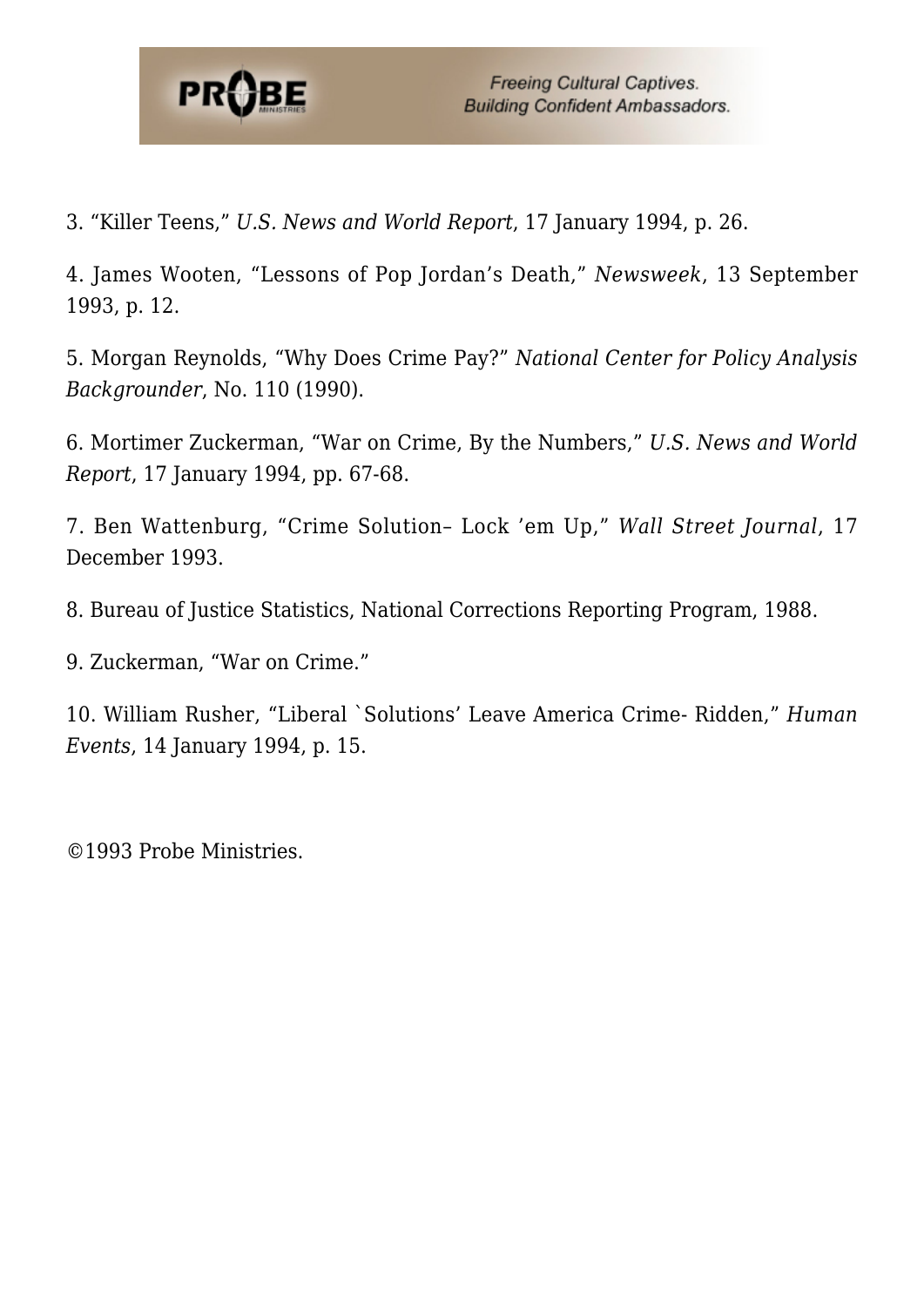3. "Killer Teens," *U.S. News and World Report*, 17 January 1994, p. 26.

4. James Wooten, "Lessons of Pop Jordan's Death," *Newsweek*, 13 September 1993, p. 12.

5. Morgan Reynolds, "Why Does Crime Pay?" *National Center for Policy Analysis Backgrounder*, No. 110 (1990).

6. Mortimer Zuckerman, "War on Crime, By the Numbers," *U.S. News and World Report*, 17 January 1994, pp. 67-68.

7. Ben Wattenburg, "Crime Solution– Lock 'em Up," *Wall Street Journal*, 17 December 1993.

8. Bureau of Justice Statistics, National Corrections Reporting Program, 1988.

9. Zuckerman, "War on Crime."

10. William Rusher, "Liberal `Solutions' Leave America Crime- Ridden," *Human Events*, 14 January 1994, p. 15.

©1993 Probe Ministries.